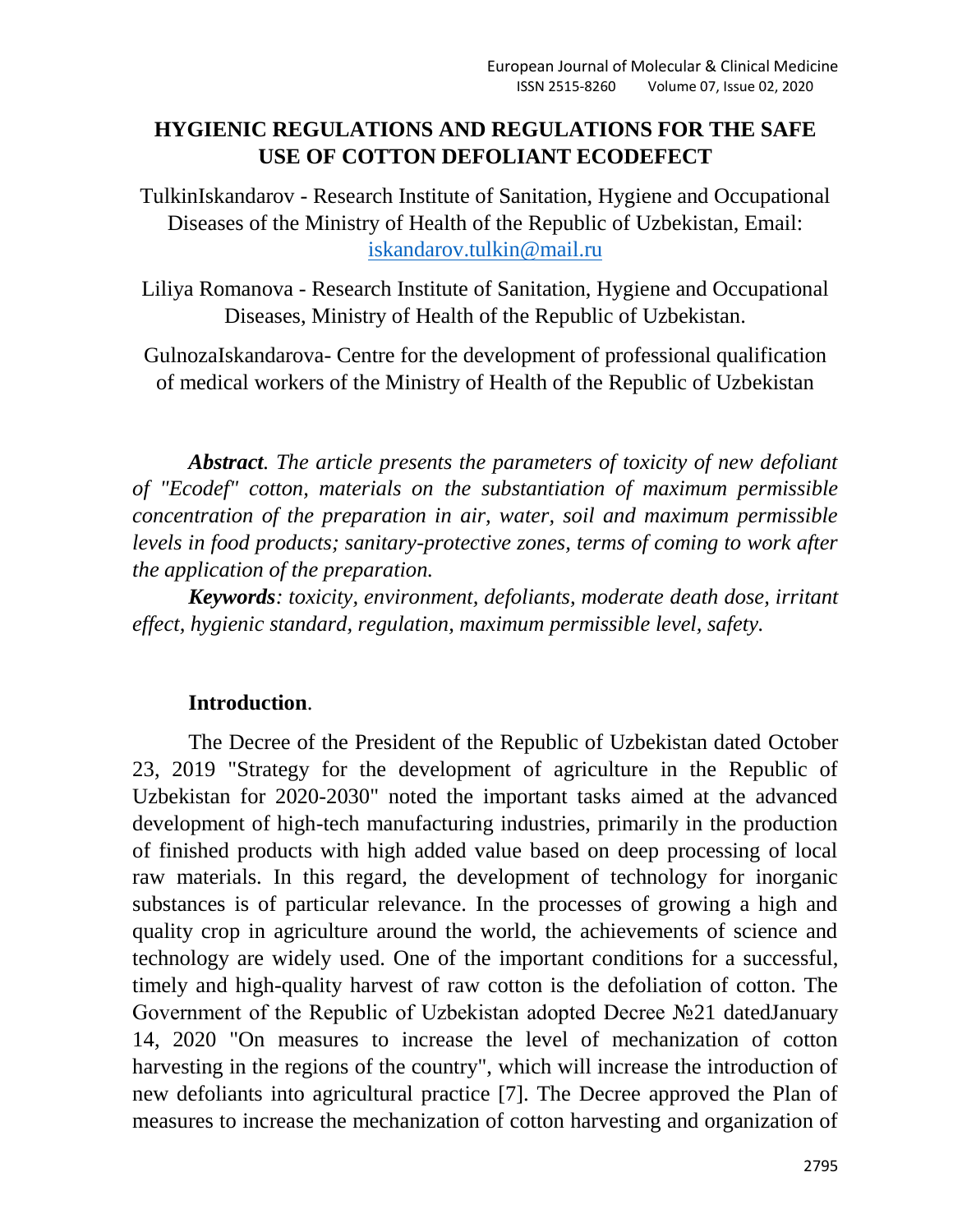# HYGIENIC REGULATIONS AND REGULATIONS FOR THE SAFE USE OF COTTON DEFOLIANT ECODEFECT

TulkinIskandarov - Research Institute of Sanitation, Hygiene and Occupational Diseases of the Ministry of Health of the Republic of Uzbekistan, Email: iskandarov.tulkin@mail.ru

Liliya Romanova - Research Institute of Sanitation, Hygiene and Occupational Diseases, Ministry of Health of the Republic of Uzbekistan.

GulnozaIskandarova- Centre for the development of professional qualification of medical workers of the Ministry of Health of the Republic of Uzbekistan

***Abstract****. The article presents the parameters of toxicity of new defoliant of "Ecodef" cotton, materials on the substantiation of maximum permissible concentration of the preparation in air, water, soil and maximum permissible levels in food products; sanitary-protective zones, terms of coming to work after the application of the preparation.*

***Keywords****: toxicity, environment, defoliants, moderate death dose, irritant effect, hygienic standard, regulation, maximum permissible level, safety.*

## Introduction.

The Decree of the President of the Republic of Uzbekistan dated October 23, 2019 "Strategy for the development of agriculture in the Republic of Uzbekistan for 2020-2030" noted the important tasks aimed at the advanced development of high-tech manufacturing industries, primarily in the production of finished products with high added value based on deep processing of local raw materials. In this regard, the development of technology for inorganic substances is of particular relevance. In the processes of growing a high and quality crop in agriculture around the world, the achievements of science and technology are widely used. One of the important conditions for a successful, timely and high-quality harvest of raw cotton is the defoliation of cotton. The Government of the Republic of Uzbekistan adopted Decree №21 datedJanuary 14, 2020 "On measures to increase the level of mechanization of cotton harvesting in the regions of the country", which will increase the introduction of new defoliants into agricultural practice [7]. The Decree approved the Plan of measures to increase the mechanization of cotton harvesting and organization of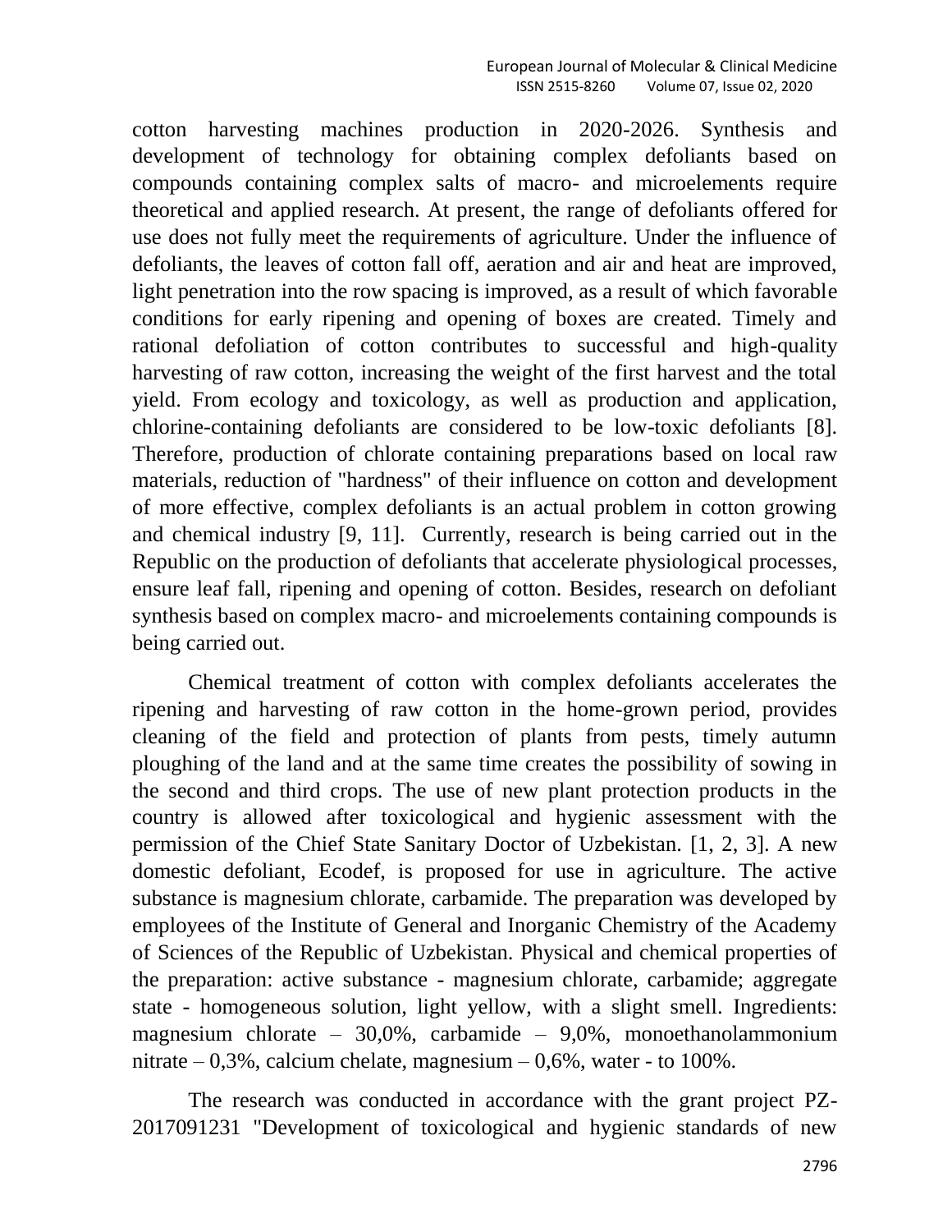cotton harvesting machines production in 2020-2026. Synthesis and development of technology for obtaining complex defoliants based on compounds containing complex salts of macro- and microelements require theoretical and applied research. At present, the range of defoliants offered for use does not fully meet the requirements of agriculture. Under the influence of defoliants, the leaves of cotton fall off, aeration and air and heat are improved, light penetration into the row spacing is improved, as a result of which favorable conditions for early ripening and opening of boxes are created. Timely and rational defoliation of cotton contributes to successful and high-quality harvesting of raw cotton, increasing the weight of the first harvest and the total yield. From ecology and toxicology, as well as production and application, chlorine-containing defoliants are considered to be low-toxic defoliants [8]. Therefore, production of chlorate containing preparations based on local raw materials, reduction of "hardness" of their influence on cotton and development of more effective, complex defoliants is an actual problem in cotton growing and chemical industry [9, 11]. Currently, research is being carried out in the Republic on the production of defoliants that accelerate physiological processes, ensure leaf fall, ripening and opening of cotton. Besides, research on defoliant synthesis based on complex macro- and microelements containing compounds is being carried out.

Chemical treatment of cotton with complex defoliants accelerates the ripening and harvesting of raw cotton in the home-grown period, provides cleaning of the field and protection of plants from pests, timely autumn ploughing of the land and at the same time creates the possibility of sowing in the second and third crops. The use of new plant protection products in the country is allowed after toxicological and hygienic assessment with the permission of the Chief State Sanitary Doctor of Uzbekistan. [1, 2, 3]. A new domestic defoliant, Ecodef, is proposed for use in agriculture. The active substance is magnesium chlorate, carbamide. The preparation was developed by employees of the Institute of General and Inorganic Chemistry of the Academy of Sciences of the Republic of Uzbekistan. Physical and chemical properties of the preparation: active substance - magnesium chlorate, carbamide; aggregate state - homogeneous solution, light yellow, with a slight smell. Ingredients: magnesium chlorate – 30,0%, carbamide – 9,0%, monoethanolammonium nitrate – 0,3%, calcium chelate, magnesium – 0,6%, water - to 100%.

The research was conducted in accordance with the grant project PZ-2017091231 "Development of toxicological and hygienic standards of new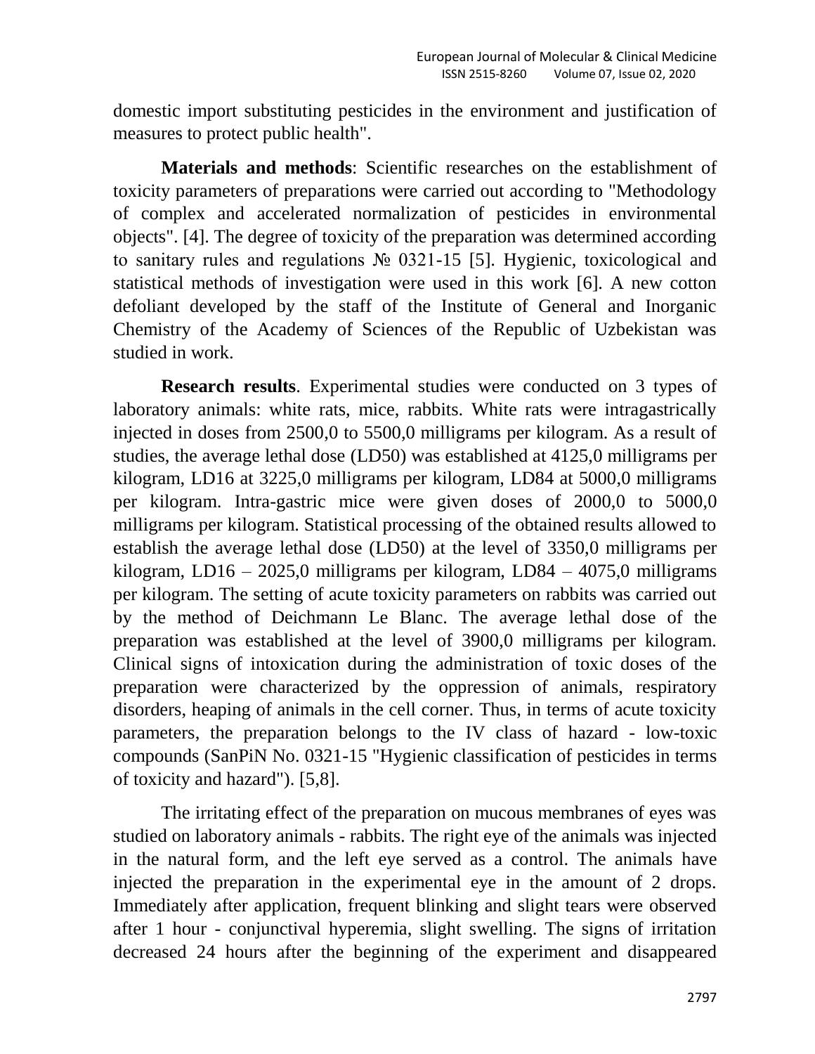domestic import substituting pesticides in the environment and justification of measures to protect public health".

**Materials and methods**: Scientific researches on the establishment of toxicity parameters of preparations were carried out according to "Methodology of complex and accelerated normalization of pesticides in environmental objects". [4]. The degree of toxicity of the preparation was determined according to sanitary rules and regulations № 0321-15 [5]. Hygienic, toxicological and statistical methods of investigation were used in this work [6]. A new cotton defoliant developed by the staff of the Institute of General and Inorganic Chemistry of the Academy of Sciences of the Republic of Uzbekistan was studied in work.

**Research results**. Experimental studies were conducted on 3 types of laboratory animals: white rats, mice, rabbits. White rats were intragastrically injected in doses from 2500,0 to 5500,0 milligrams per kilogram. As a result of studies, the average lethal dose (LD50) was established at 4125,0 milligrams per kilogram, LD16 at 3225,0 milligrams per kilogram, LD84 at 5000,0 milligrams per kilogram. Intra-gastric mice were given doses of 2000,0 to 5000,0 milligrams per kilogram. Statistical processing of the obtained results allowed to establish the average lethal dose (LD50) at the level of 3350,0 milligrams per kilogram, LD16 – 2025,0 milligrams per kilogram, LD84 – 4075,0 milligrams per kilogram. The setting of acute toxicity parameters on rabbits was carried out by the method of Deichmann Le Blanc. The average lethal dose of the preparation was established at the level of 3900,0 milligrams per kilogram. Clinical signs of intoxication during the administration of toxic doses of the preparation were characterized by the oppression of animals, respiratory disorders, heaping of animals in the cell corner. Thus, in terms of acute toxicity parameters, the preparation belongs to the IV class of hazard - low-toxic compounds (SanPiN No. 0321-15 "Hygienic classification of pesticides in terms of toxicity and hazard"). [5,8].

The irritating effect of the preparation on mucous membranes of eyes was studied on laboratory animals - rabbits. The right eye of the animals was injected in the natural form, and the left eye served as a control. The animals have injected the preparation in the experimental eye in the amount of 2 drops. Immediately after application, frequent blinking and slight tears were observed after 1 hour - conjunctival hyperemia, slight swelling. The signs of irritation decreased 24 hours after the beginning of the experiment and disappeared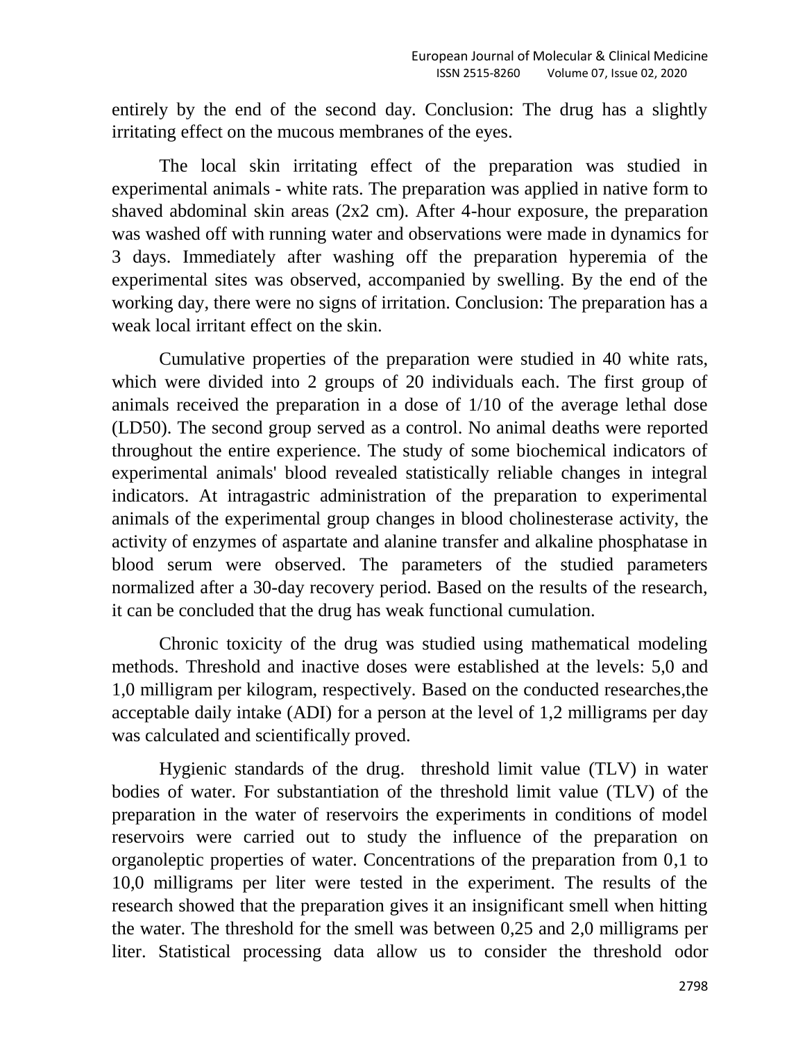entirely by the end of the second day. Conclusion: The drug has a slightly irritating effect on the mucous membranes of the eyes.

The local skin irritating effect of the preparation was studied in experimental animals - white rats. The preparation was applied in native form to shaved abdominal skin areas (2x2 cm). After 4-hour exposure, the preparation was washed off with running water and observations were made in dynamics for 3 days. Immediately after washing off the preparation hyperemia of the experimental sites was observed, accompanied by swelling. By the end of the working day, there were no signs of irritation. Conclusion: The preparation has a weak local irritant effect on the skin.

Cumulative properties of the preparation were studied in 40 white rats, which were divided into 2 groups of 20 individuals each. The first group of animals received the preparation in a dose of 1/10 of the average lethal dose (LD50). The second group served as a control. No animal deaths were reported throughout the entire experience. The study of some biochemical indicators of experimental animals' blood revealed statistically reliable changes in integral indicators. At intragastric administration of the preparation to experimental animals of the experimental group changes in blood cholinesterase activity, the activity of enzymes of aspartate and alanine transfer and alkaline phosphatase in blood serum were observed. The parameters of the studied parameters normalized after a 30-day recovery period. Based on the results of the research, it can be concluded that the drug has weak functional cumulation.

Chronic toxicity of the drug was studied using mathematical modeling methods. Threshold and inactive doses were established at the levels: 5,0 and 1,0 milligram per kilogram, respectively. Based on the conducted researches,the acceptable daily intake (ADI) for a person at the level of 1,2 milligrams per day was calculated and scientifically proved.

Hygienic standards of the drug. threshold limit value (TLV) in water bodies of water. For substantiation of the threshold limit value (TLV) of the preparation in the water of reservoirs the experiments in conditions of model reservoirs were carried out to study the influence of the preparation on organoleptic properties of water. Concentrations of the preparation from 0,1 to 10,0 milligrams per liter were tested in the experiment. The results of the research showed that the preparation gives it an insignificant smell when hitting the water. The threshold for the smell was between 0,25 and 2,0 milligrams per liter. Statistical processing data allow us to consider the threshold odor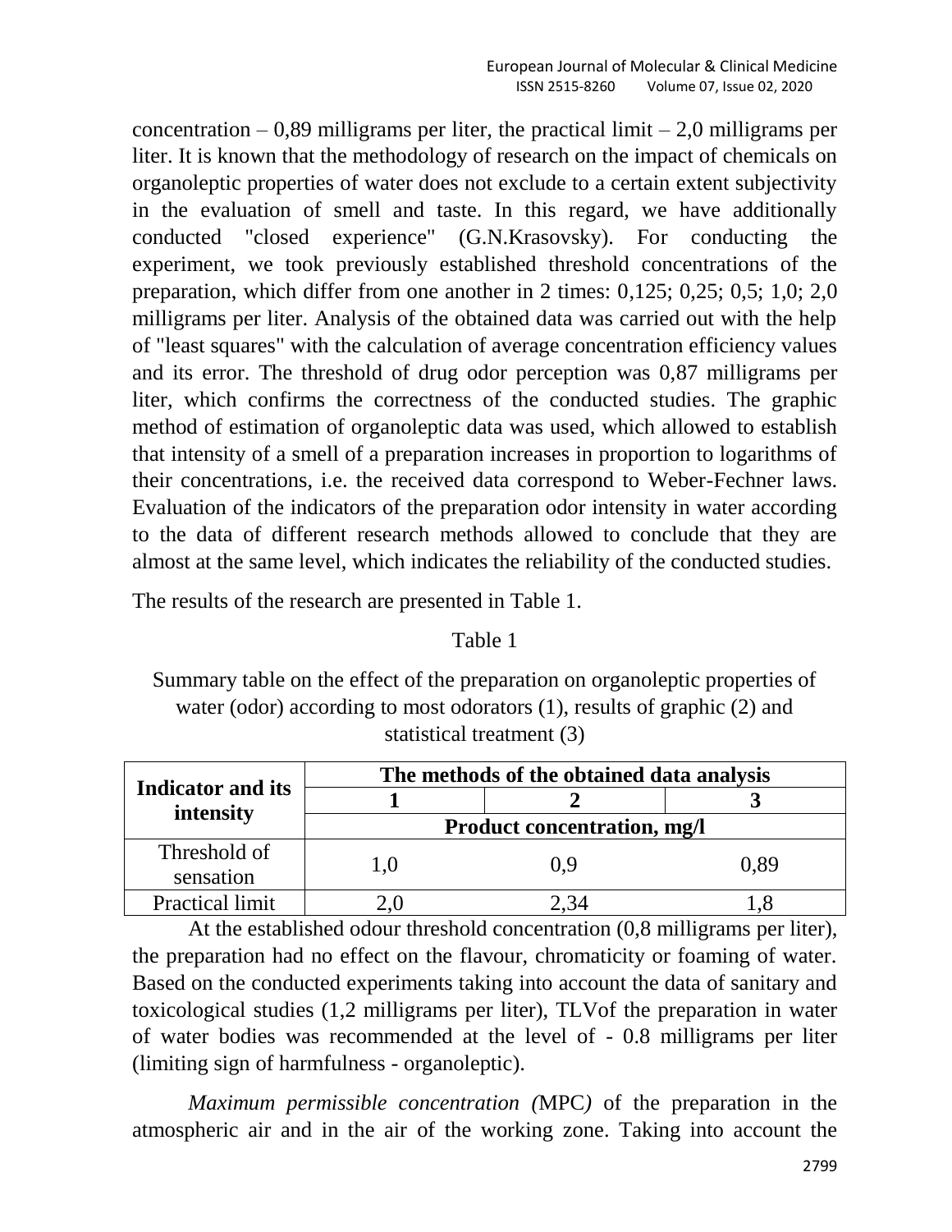concentration – 0,89 milligrams per liter, the practical limit – 2,0 milligrams per liter. It is known that the methodology of research on the impact of chemicals on organoleptic properties of water does not exclude to a certain extent subjectivity in the evaluation of smell and taste. In this regard, we have additionally conducted "closed experience" (G.N.Krasovsky). For conducting the experiment, we took previously established threshold concentrations of the preparation, which differ from one another in 2 times: 0,125; 0,25; 0,5; 1,0; 2,0 milligrams per liter. Analysis of the obtained data was carried out with the help of "least squares" with the calculation of average concentration efficiency values and its error. The threshold of drug odor perception was 0,87 milligrams per liter, which confirms the correctness of the conducted studies. The graphic method of estimation of organoleptic data was used, which allowed to establish that intensity of a smell of a preparation increases in proportion to logarithms of their concentrations, i.e. the received data correspond to Weber-Fechner laws. Evaluation of the indicators of the preparation odor intensity in water according to the data of different research methods allowed to conclude that they are almost at the same level, which indicates the reliability of the conducted studies.

The results of the research are presented in Table 1.

Table 1

Summary table on the effect of the preparation on organoleptic properties of water (odor) according to most odorators (1), results of graphic (2) and statistical treatment (3)

| **Indicator and its intensity** | **The methods of the obtained data analysis** | | |
|---|---|---|---|
| | **1** | **2** | **3** |
| | **Product concentration, mg/l** | | |
| Threshold of sensation | 1,0 | 0,9 | 0,89 |
| Practical limit | 2,0 | 2,34 | 1,8 |

At the established odour threshold concentration (0,8 milligrams per liter), the preparation had no effect on the flavour, chromaticity or foaming of water. Based on the conducted experiments taking into account the data of sanitary and toxicological studies (1,2 milligrams per liter), TLVof the preparation in water of water bodies was recommended at the level of - 0.8 milligrams per liter (limiting sign of harmfulness - organoleptic).

*Maximum permissible concentration (*MPC*)* of the preparation in the atmospheric air and in the air of the working zone. Taking into account the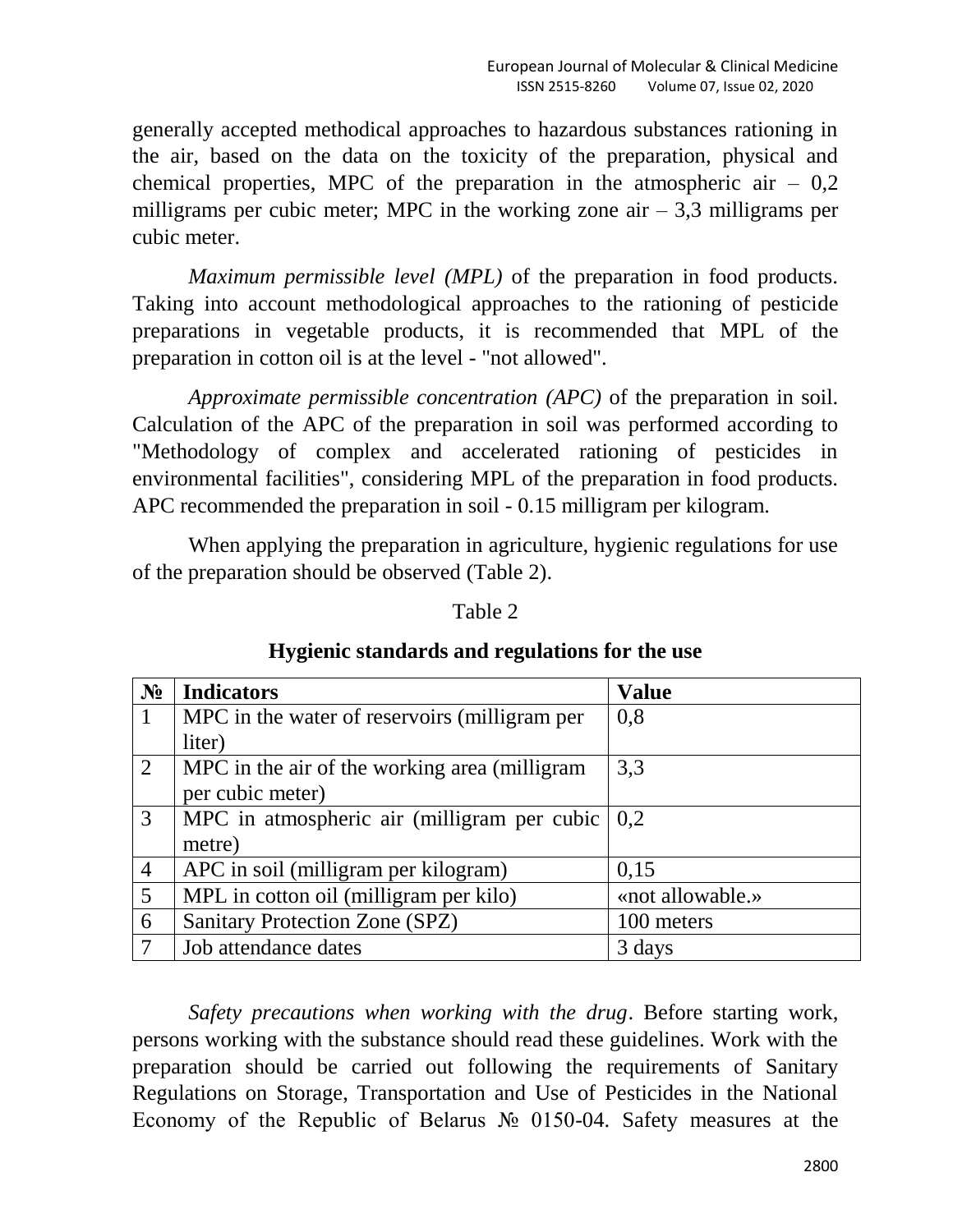generally accepted methodical approaches to hazardous substances rationing in the air, based on the data on the toxicity of the preparation, physical and chemical properties, MPC of the preparation in the atmospheric air – 0,2 milligrams per cubic meter; MPC in the working zone air – 3,3 milligrams per cubic meter.

*Maximum permissible level (MPL)* of the preparation in food products. Taking into account methodological approaches to the rationing of pesticide preparations in vegetable products, it is recommended that MPL of the preparation in cotton oil is at the level - "not allowed".

*Approximate permissible concentration (APC)* of the preparation in soil. Calculation of the APC of the preparation in soil was performed according to "Methodology of complex and accelerated rationing of pesticides in environmental facilities", considering MPL of the preparation in food products. APC recommended the preparation in soil - 0.15 milligram per kilogram.

When applying the preparation in agriculture, hygienic regulations for use of the preparation should be observed (Table 2).

Table 2

**Hygienic standards and regulations for the use**

| **№** | **Indicators** | **Value** |
|---|---|---|
| 1 | MPC in the water of reservoirs (milligram per liter) | 0,8 |
| 2 | MPC in the air of the working area (milligram per cubic meter) | 3,3 |
| 3 | MPC in atmospheric air (milligram per cubic metre) | 0,2 |
| 4 | APC in soil (milligram per kilogram) | 0,15 |
| 5 | MPL in cotton oil (milligram per kilo) | «not allowable.» |
| 6 | Sanitary Protection Zone (SPZ) | 100 meters |
| 7 | Job attendance dates | 3 days |

*Safety precautions when working with the drug*. Before starting work, persons working with the substance should read these guidelines. Work with the preparation should be carried out following the requirements of Sanitary Regulations on Storage, Transportation and Use of Pesticides in the National Economy of the Republic of Belarus № 0150-04. Safety measures at the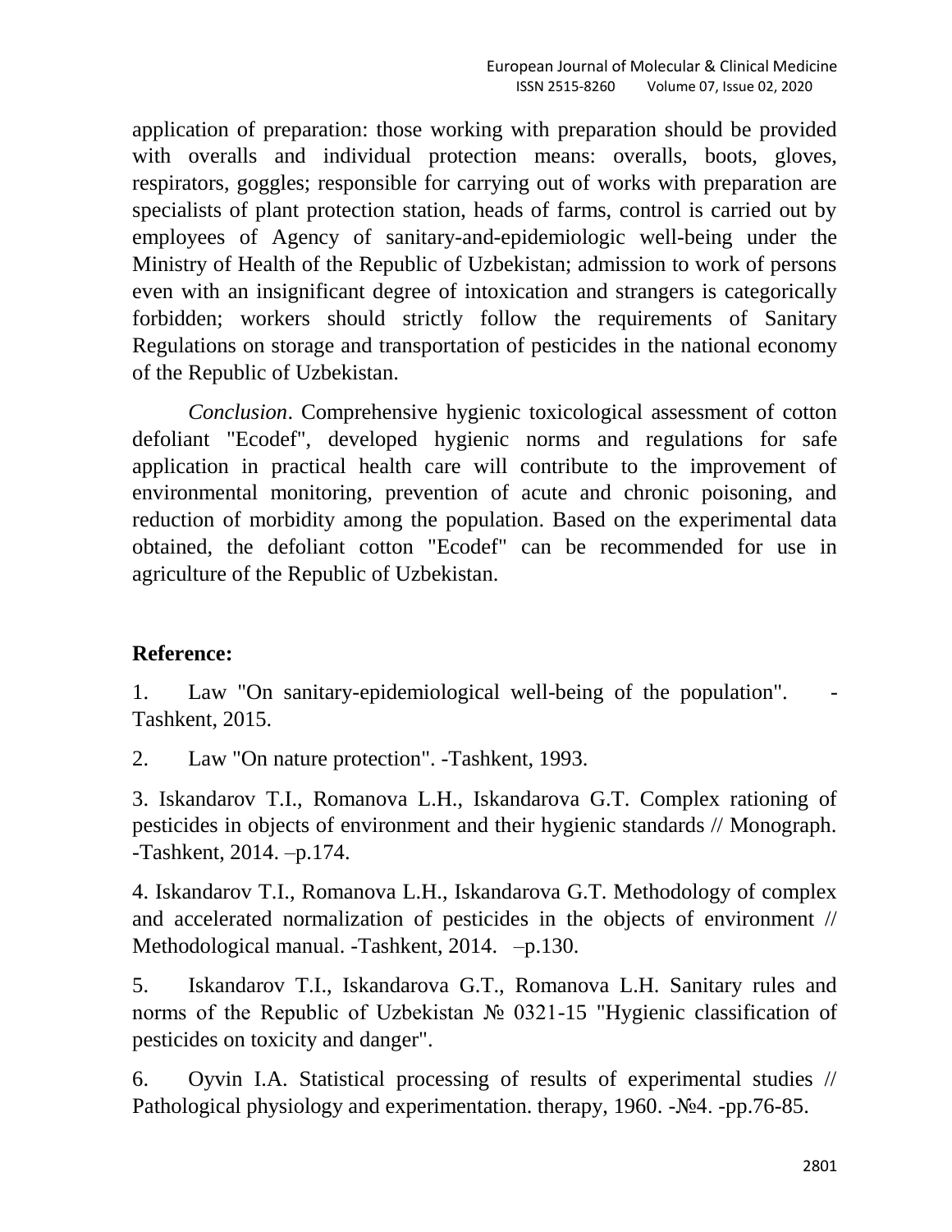application of preparation: those working with preparation should be provided with overalls and individual protection means: overalls, boots, gloves, respirators, goggles; responsible for carrying out of works with preparation are specialists of plant protection station, heads of farms, control is carried out by employees of Agency of sanitary-and-epidemiologic well-being under the Ministry of Health of the Republic of Uzbekistan; admission to work of persons even with an insignificant degree of intoxication and strangers is categorically forbidden; workers should strictly follow the requirements of Sanitary Regulations on storage and transportation of pesticides in the national economy of the Republic of Uzbekistan.

*Conclusion*. Comprehensive hygienic toxicological assessment of cotton defoliant "Ecodef", developed hygienic norms and regulations for safe application in practical health care will contribute to the improvement of environmental monitoring, prevention of acute and chronic poisoning, and reduction of morbidity among the population. Based on the experimental data obtained, the defoliant cotton "Ecodef" can be recommended for use in agriculture of the Republic of Uzbekistan.

## Reference:

1. Law "On sanitary-epidemiological well-being of the population". -Tashkent, 2015.

2. Law "On nature protection". -Tashkent, 1993.

3. Iskandarov T.I., Romanova L.H., Iskandarova G.T. Complex rationing of pesticides in objects of environment and their hygienic standards // Monograph. -Tashkent, 2014. –p.174.

4. Iskandarov T.I., Romanova L.H., Iskandarova G.T. Methodology of complex and accelerated normalization of pesticides in the objects of environment // Methodological manual. -Tashkent, 2014. –p.130.

5. Iskandarov T.I., Iskandarova G.T., Romanova L.H. Sanitary rules and norms of the Republic of Uzbekistan № 0321-15 "Hygienic classification of pesticides on toxicity and danger".

6. Oyvin I.A. Statistical processing of results of experimental studies // Pathological physiology and experimentation. therapy, 1960. -№4. -pp.76-85.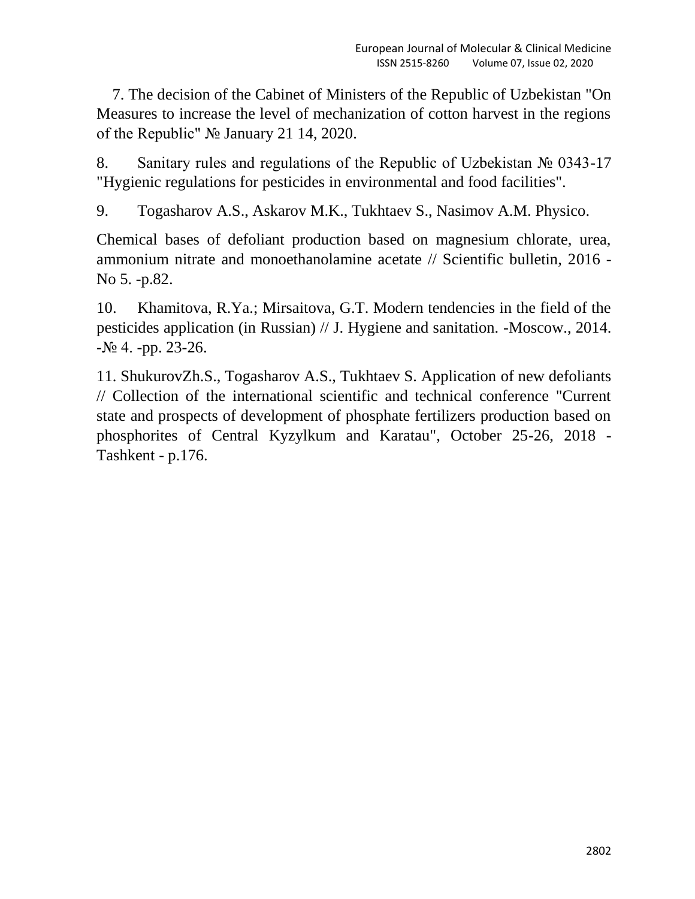7. The decision of the Cabinet of Ministers of the Republic of Uzbekistan "On Measures to increase the level of mechanization of cotton harvest in the regions of the Republic" № January 21 14, 2020.

8. Sanitary rules and regulations of the Republic of Uzbekistan № 0343-17 "Hygienic regulations for pesticides in environmental and food facilities".

9. Togasharov A.S., Askarov M.K., Tukhtaev S., Nasimov A.M. Physico.

Chemical bases of defoliant production based on magnesium chlorate, urea, ammonium nitrate and monoethanolamine acetate // Scientific bulletin, 2016 - No 5. -p.82.

10. Khamitova, R.Ya.; Mirsaitova, G.T. Modern tendencies in the field of the pesticides application (in Russian) // J. Hygiene and sanitation. -Moscow., 2014. -№ 4. -pp. 23-26.

11. ShukurovZh.S., Togasharov A.S., Tukhtaev S. Application of new defoliants // Collection of the international scientific and technical conference "Current state and prospects of development of phosphate fertilizers production based on phosphorites of Central Kyzylkum and Karatau", October 25-26, 2018 - Tashkent - p.176.